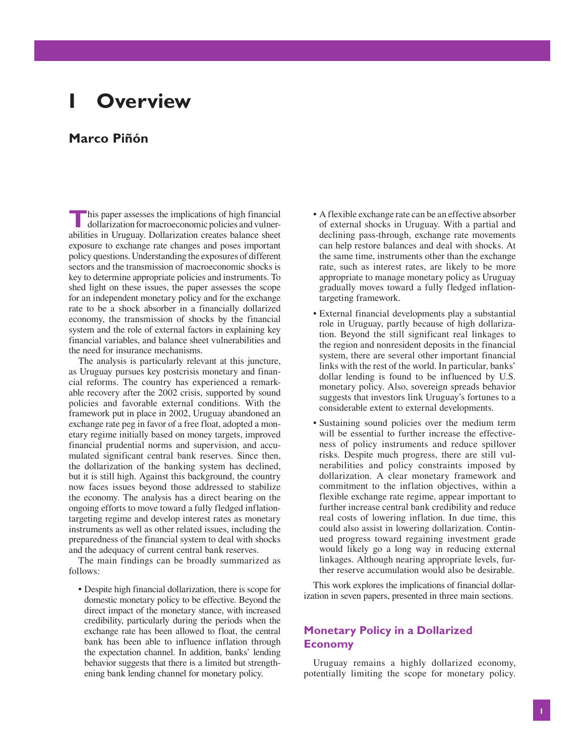# I Overview

## Marco Piñón

This paper assesses the implications of high financial dollarization for macroeconomic policies and vulnerabilities in Uruguay. Dollarization creates balance sheet exposure to exchange rate changes and poses important policy questions. Understanding the exposures of different sectors and the transmission of macroeconomic shocks is key to determine appropriate policies and instruments. To shed light on these issues, the paper assesses the scope for an independent monetary policy and for the exchange rate to be a shock absorber in a financially dollarized economy, the transmission of shocks by the financial system and the role of external factors in explaining key financial variables, and balance sheet vulnerabilities and the need for insurance mechanisms.

The analysis is particularly relevant at this juncture, as Uruguay pursues key postcrisis monetary and financial reforms. The country has experienced a remarkable recovery after the 2002 crisis, supported by sound policies and favorable external conditions. With the framework put in place in 2002, Uruguay abandoned an exchange rate peg in favor of a free float, adopted a monetary regime initially based on money targets, improved financial prudential norms and supervision, and accumulated significant central bank reserves. Since then, the dollarization of the banking system has declined, but it is still high. Against this background, the country now faces issues beyond those addressed to stabilize the economy. The analysis has a direct bearing on the ongoing efforts to move toward a fully fledged inflation-targeting regime and develop interest rates as monetary instruments as well as other related issues, including the preparedness of the financial system to deal with shocks and the adequacy of current central bank reserves.

The main findings can be broadly summarized as follows:

- Despite high financial dollarization, there is scope for domestic monetary policy to be effective. Beyond the direct impact of the monetary stance, with increased credibility, particularly during the periods when the exchange rate has been allowed to float, the central bank has been able to influence inflation through the expectation channel. In addition, banks' lending behavior suggests that there is a limited but strengthening bank lending channel for monetary policy.
- A flexible exchange rate can be an effective absorber of external shocks in Uruguay. With a partial and declining pass-through, exchange rate movements can help restore balances and deal with shocks. At the same time, instruments other than the exchange rate, such as interest rates, are likely to be more appropriate to manage monetary policy as Uruguay gradually moves toward a fully fledged inflation-targeting framework.
- External financial developments play a substantial role in Uruguay, partly because of high dollarization. Beyond the still significant real linkages to the region and nonresident deposits in the financial system, there are several other important financial links with the rest of the world. In particular, banks' dollar lending is found to be influenced by U.S. monetary policy. Also, sovereign spreads behavior suggests that investors link Uruguay's fortunes to a considerable extent to external developments.
- Sustaining sound policies over the medium term will be essential to further increase the effectiveness of policy instruments and reduce spillover risks. Despite much progress, there are still vulnerabilities and policy constraints imposed by dollarization. A clear monetary framework and commitment to the inflation objectives, within a flexible exchange rate regime, appear important to further increase central bank credibility and reduce real costs of lowering inflation. In due time, this could also assist in lowering dollarization. Continued progress toward regaining investment grade would likely go a long way in reducing external linkages. Although nearing appropriate levels, further reserve accumulation would also be desirable.

This work explores the implications of financial dollarization in seven papers, presented in three main sections.

### Monetary Policy in a Dollarized Economy

Uruguay remains a highly dollarized economy, potentially limiting the scope for monetary policy.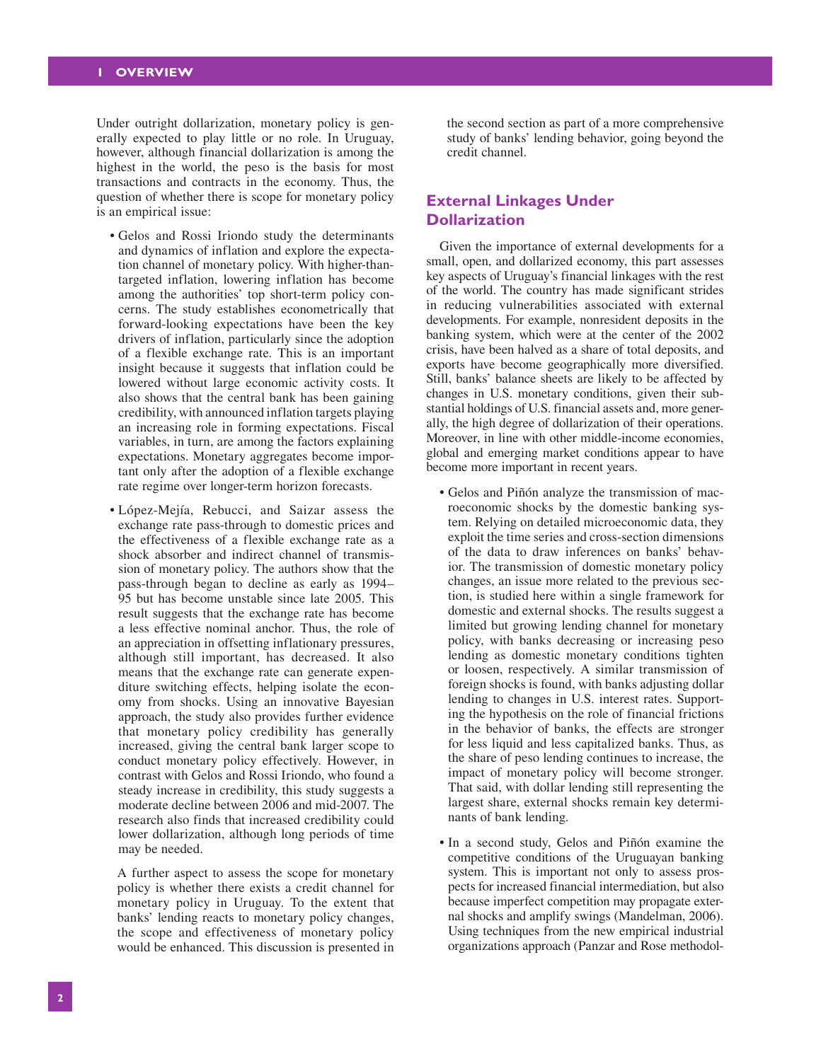Under outright dollarization, monetary policy is generally expected to play little or no role. In Uruguay, however, although financial dollarization is among the highest in the world, the peso is the basis for most transactions and contracts in the economy. Thus, the question of whether there is scope for monetary policy is an empirical issue:

- Gelos and Rossi Iriondo study the determinants and dynamics of inflation and explore the expectation channel of monetary policy. With higher-than-targeted inflation, lowering inflation has become among the authorities' top short-term policy concerns. The study establishes econometrically that forward-looking expectations have been the key drivers of inflation, particularly since the adoption of a flexible exchange rate. This is an important insight because it suggests that inflation could be lowered without large economic activity costs. It also shows that the central bank has been gaining credibility, with announced inflation targets playing an increasing role in forming expectations. Fiscal variables, in turn, are among the factors explaining expectations. Monetary aggregates become important only after the adoption of a flexible exchange rate regime over longer-term horizon forecasts.

- López-Mejía, Rebucci, and Saizar assess the exchange rate pass-through to domestic prices and the effectiveness of a flexible exchange rate as a shock absorber and indirect channel of transmission of monetary policy. The authors show that the pass-through began to decline as early as 1994–95 but has become unstable since late 2005. This result suggests that the exchange rate has become a less effective nominal anchor. Thus, the role of an appreciation in offsetting inflationary pressures, although still important, has decreased. It also means that the exchange rate can generate expenditure switching effects, helping isolate the economy from shocks. Using an innovative Bayesian approach, the study also provides further evidence that monetary policy credibility has generally increased, giving the central bank larger scope to conduct monetary policy effectively. However, in contrast with Gelos and Rossi Iriondo, who found a steady increase in credibility, this study suggests a moderate decline between 2006 and mid-2007. The research also finds that increased credibility could lower dollarization, although long periods of time may be needed.

  A further aspect to assess the scope for monetary policy is whether there exists a credit channel for monetary policy in Uruguay. To the extent that banks' lending reacts to monetary policy changes, the scope and effectiveness of monetary policy would be enhanced. This discussion is presented in the second section as part of a more comprehensive study of banks' lending behavior, going beyond the credit channel.

## External Linkages Under Dollarization

Given the importance of external developments for a small, open, and dollarized economy, this part assesses key aspects of Uruguay's financial linkages with the rest of the world. The country has made significant strides in reducing vulnerabilities associated with external developments. For example, nonresident deposits in the banking system, which were at the center of the 2002 crisis, have been halved as a share of total deposits, and exports have become geographically more diversified. Still, banks' balance sheets are likely to be affected by changes in U.S. monetary conditions, given their substantial holdings of U.S. financial assets and, more generally, the high degree of dollarization of their operations. Moreover, in line with other middle-income economies, global and emerging market conditions appear to have become more important in recent years.

- Gelos and Piñón analyze the transmission of macroeconomic shocks by the domestic banking system. Relying on detailed microeconomic data, they exploit the time series and cross-section dimensions of the data to draw inferences on banks' behavior. The transmission of domestic monetary policy changes, an issue more related to the previous section, is studied here within a single framework for domestic and external shocks. The results suggest a limited but growing lending channel for monetary policy, with banks decreasing or increasing peso lending as domestic monetary conditions tighten or loosen, respectively. A similar transmission of foreign shocks is found, with banks adjusting dollar lending to changes in U.S. interest rates. Supporting the hypothesis on the role of financial frictions in the behavior of banks, the effects are stronger for less liquid and less capitalized banks. Thus, as the share of peso lending continues to increase, the impact of monetary policy will become stronger. That said, with dollar lending still representing the largest share, external shocks remain key determinants of bank lending.

- In a second study, Gelos and Piñón examine the competitive conditions of the Uruguayan banking system. This is important not only to assess prospects for increased financial intermediation, but also because imperfect competition may propagate external shocks and amplify swings (Mandelman, 2006). Using techniques from the new empirical industrial organizations approach (Panzar and Rose methodol-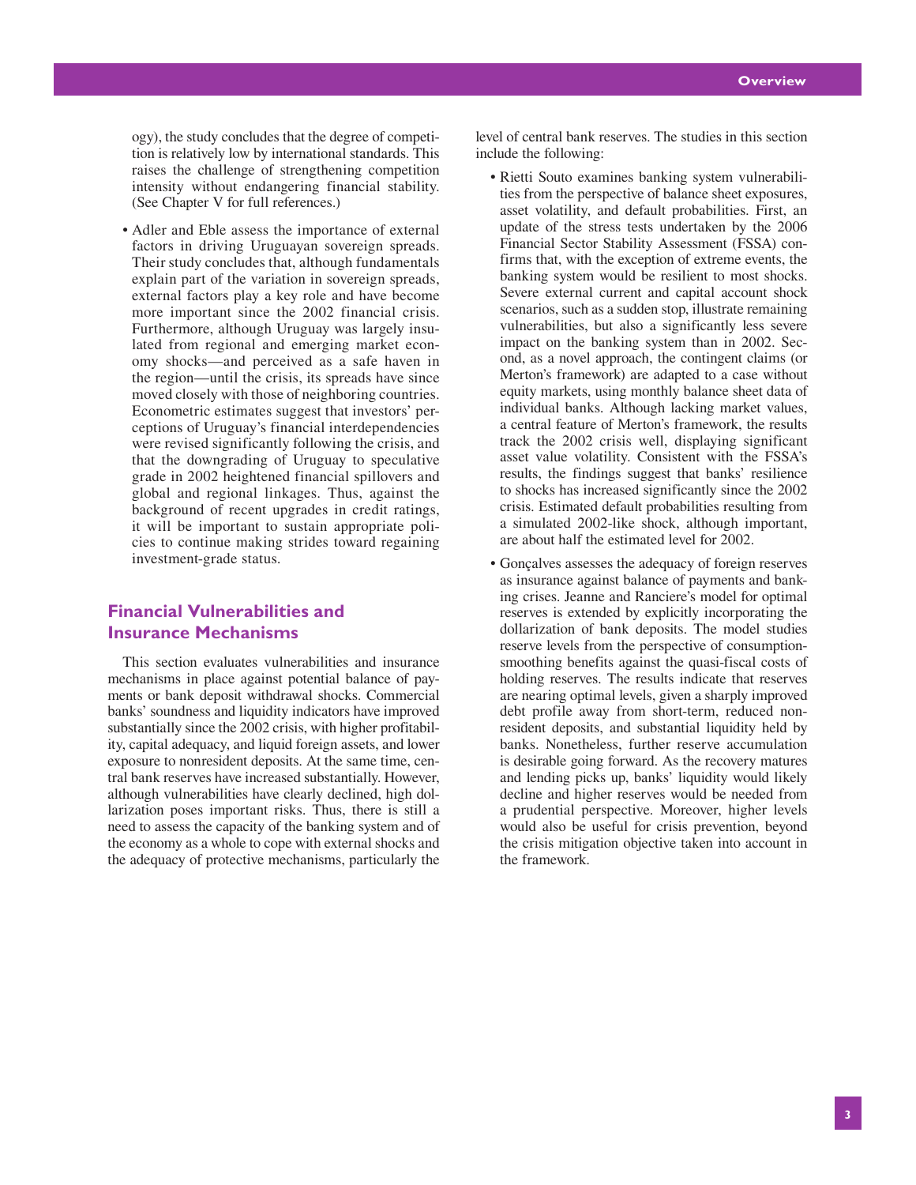ogy), the study concludes that the degree of competition is relatively low by international standards. This raises the challenge of strengthening competition intensity without endangering financial stability. (See Chapter V for full references.)

- Adler and Eble assess the importance of external factors in driving Uruguayan sovereign spreads. Their study concludes that, although fundamentals explain part of the variation in sovereign spreads, external factors play a key role and have become more important since the 2002 financial crisis. Furthermore, although Uruguay was largely insulated from regional and emerging market economy shocks—and perceived as a safe haven in the region—until the crisis, its spreads have since moved closely with those of neighboring countries. Econometric estimates suggest that investors' perceptions of Uruguay's financial interdependencies were revised significantly following the crisis, and that the downgrading of Uruguay to speculative grade in 2002 heightened financial spillovers and global and regional linkages. Thus, against the background of recent upgrades in credit ratings, it will be important to sustain appropriate policies to continue making strides toward regaining investment-grade status.

## Financial Vulnerabilities and Insurance Mechanisms

This section evaluates vulnerabilities and insurance mechanisms in place against potential balance of payments or bank deposit withdrawal shocks. Commercial banks' soundness and liquidity indicators have improved substantially since the 2002 crisis, with higher profitability, capital adequacy, and liquid foreign assets, and lower exposure to nonresident deposits. At the same time, central bank reserves have increased substantially. However, although vulnerabilities have clearly declined, high dollarization poses important risks. Thus, there is still a need to assess the capacity of the banking system and of the economy as a whole to cope with external shocks and the adequacy of protective mechanisms, particularly the level of central bank reserves. The studies in this section include the following:

- Rietti Souto examines banking system vulnerabilities from the perspective of balance sheet exposures, asset volatility, and default probabilities. First, an update of the stress tests undertaken by the 2006 Financial Sector Stability Assessment (FSSA) confirms that, with the exception of extreme events, the banking system would be resilient to most shocks. Severe external current and capital account shock scenarios, such as a sudden stop, illustrate remaining vulnerabilities, but also a significantly less severe impact on the banking system than in 2002. Second, as a novel approach, the contingent claims (or Merton's framework) are adapted to a case without equity markets, using monthly balance sheet data of individual banks. Although lacking market values, a central feature of Merton's framework, the results track the 2002 crisis well, displaying significant asset value volatility. Consistent with the FSSA's results, the findings suggest that banks' resilience to shocks has increased significantly since the 2002 crisis. Estimated default probabilities resulting from a simulated 2002-like shock, although important, are about half the estimated level for 2002.

- Gonçalves assesses the adequacy of foreign reserves as insurance against balance of payments and banking crises. Jeanne and Ranciere's model for optimal reserves is extended by explicitly incorporating the dollarization of bank deposits. The model studies reserve levels from the perspective of consumption-smoothing benefits against the quasi-fiscal costs of holding reserves. The results indicate that reserves are nearing optimal levels, given a sharply improved debt profile away from short-term, reduced nonresident deposits, and substantial liquidity held by banks. Nonetheless, further reserve accumulation is desirable going forward. As the recovery matures and lending picks up, banks' liquidity would likely decline and higher reserves would be needed from a prudential perspective. Moreover, higher levels would also be useful for crisis prevention, beyond the crisis mitigation objective taken into account in the framework.